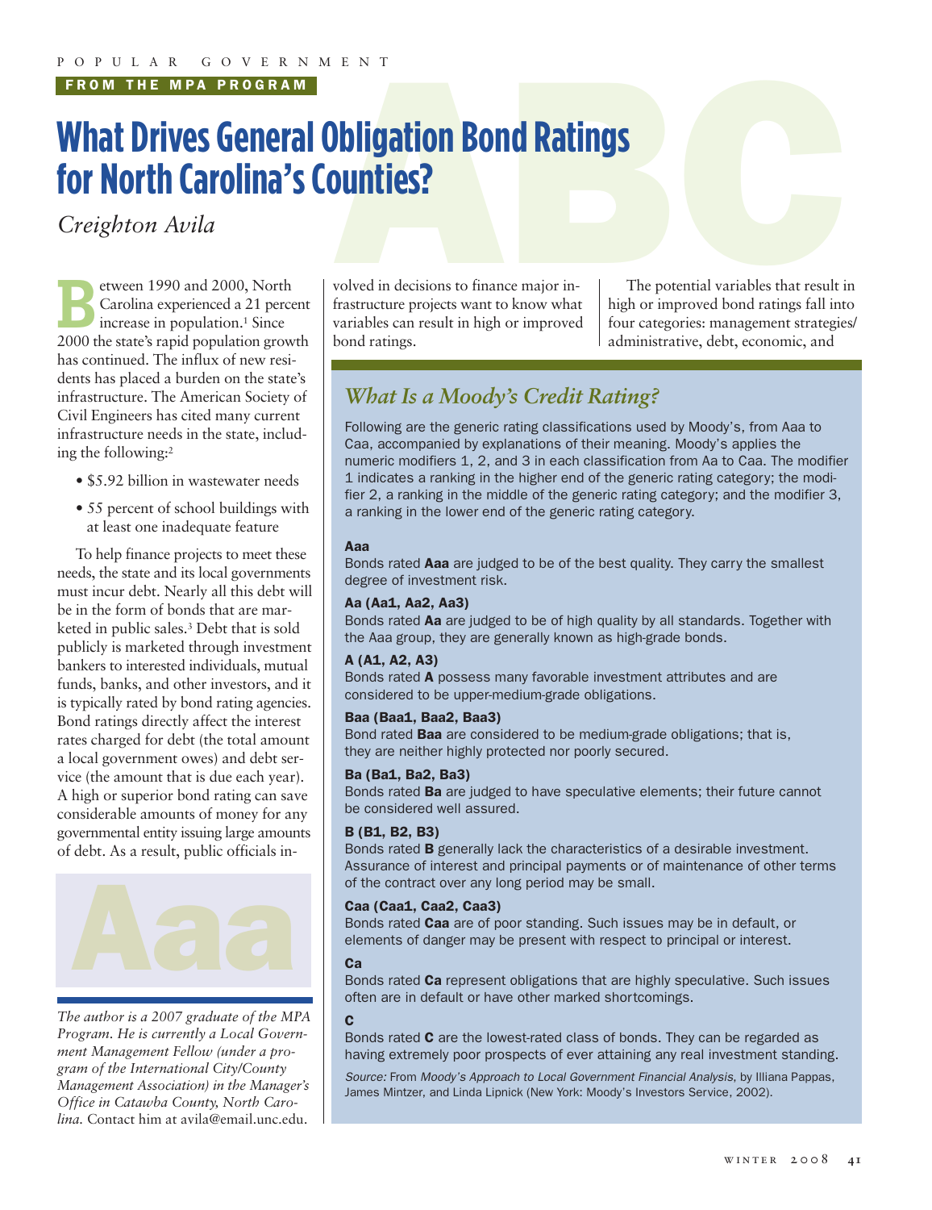FROM THE MPA PROGRAM

# What Drives General Obligation Bond Ratings for North Carolina's Counties?

*Creighton Avila*

Between 1990 and 2000, North Carolina experienced a 21 percent increase in population.[1] Since 2000 the state's rapid population growth has continued. The influx of new residents has placed a burden on the state's infrastructure. The American Society of Civil Engineers has cited many current infrastructure needs in the state, including the following:[2]

- $5.92 billion in wastewater needs
- 55 percent of school buildings with at least one inadequate feature

To help finance projects to meet these needs, the state and its local governments must incur debt. Nearly all this debt will be in the form of bonds that are marketed in public sales.[3] Debt that is sold publicly is marketed through investment bankers to interested individuals, mutual funds, banks, and other investors, and it is typically rated by bond rating agencies. Bond ratings directly affect the interest rates charged for debt (the total amount a local government owes) and debt service (the amount that is due each year). A high or superior bond rating can save considerable amounts of money for any governmental entity issuing large amounts of debt. As a result, public officials involved in decisions to finance major infrastructure projects want to know what variables can result in high or improved bond ratings.

The potential variables that result in high or improved bond ratings fall into four categories: management strategies/administrative, debt, economic, and

*The author is a 2007 graduate of the MPA Program. He is currently a Local Government Management Fellow (under a program of the International City/County Management Association) in the Manager's Office in Catawba County, North Carolina.* Contact him at avila@email.unc.edu.

## *What Is a Moody's Credit Rating?*

Following are the generic rating classifications used by Moody's, from Aaa to Caa, accompanied by explanations of their meaning. Moody's applies the numeric modifiers 1, 2, and 3 in each classification from Aa to Caa. The modifier 1 indicates a ranking in the higher end of the generic rating category; the modifier 2, a ranking in the middle of the generic rating category; and the modifier 3, a ranking in the lower end of the generic rating category.

**Aaa**
Bonds rated **Aaa** are judged to be of the best quality. They carry the smallest degree of investment risk.

**Aa (Aa1, Aa2, Aa3)**
Bonds rated **Aa** are judged to be of high quality by all standards. Together with the Aaa group, they are generally known as high-grade bonds.

**A (A1, A2, A3)**
Bonds rated **A** possess many favorable investment attributes and are considered to be upper-medium-grade obligations.

**Baa (Baa1, Baa2, Baa3)**
Bond rated **Baa** are considered to be medium-grade obligations; that is, they are neither highly protected nor poorly secured.

**Ba (Ba1, Ba2, Ba3)**
Bonds rated **Ba** are judged to have speculative elements; their future cannot be considered well assured.

**B (B1, B2, B3)**
Bonds rated **B** generally lack the characteristics of a desirable investment. Assurance of interest and principal payments or of maintenance of other terms of the contract over any long period may be small.

**Caa (Caa1, Caa2, Caa3)**
Bonds rated **Caa** are of poor standing. Such issues may be in default, or elements of danger may be present with respect to principal or interest.

**Ca**
Bonds rated **Ca** represent obligations that are highly speculative. Such issues often are in default or have other marked shortcomings.

**C**
Bonds rated **C** are the lowest-rated class of bonds. They can be regarded as having extremely poor prospects of ever attaining any real investment standing.

*Source:* From *Moody's Approach to Local Government Financial Analysis*, by Illiana Pappas, James Mintzer, and Linda Lipnick (New York: Moody's Investors Service, 2002).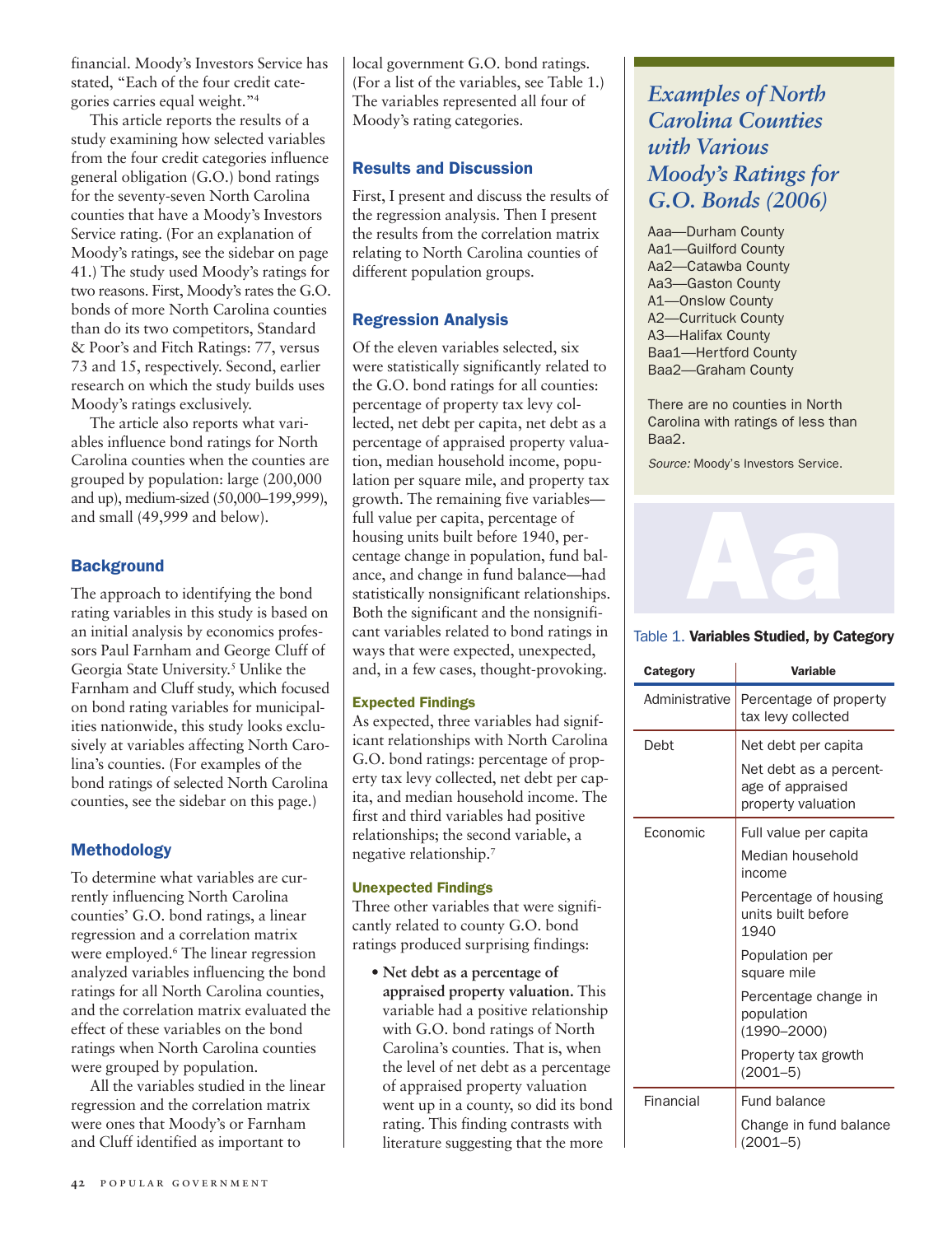financial. Moody's Investors Service has stated, "Each of the four credit categories carries equal weight."[4]

This article reports the results of a study examining how selected variables from the four credit categories influence general obligation (G.O.) bond ratings for the seventy-seven North Carolina counties that have a Moody's Investors Service rating. (For an explanation of Moody's ratings, see the sidebar on page 41.) The study used Moody's ratings for two reasons. First, Moody's rates the G.O. bonds of more North Carolina counties than do its two competitors, Standard & Poor's and Fitch Ratings: 77, versus 73 and 15, respectively. Second, earlier research on which the study builds uses Moody's ratings exclusively.

The article also reports what variables influence bond ratings for North Carolina counties when the counties are grouped by population: large (200,000 and up), medium-sized (50,000–199,999), and small (49,999 and below).

## Background

The approach to identifying the bond rating variables in this study is based on an initial analysis by economics professors Paul Farnham and George Cluff of Georgia State University.[5] Unlike the Farnham and Cluff study, which focused on bond rating variables for municipalities nationwide, this study looks exclusively at variables affecting North Carolina's counties. (For examples of the bond ratings of selected North Carolina counties, see the sidebar on this page.)

## Methodology

To determine what variables are currently influencing North Carolina counties' G.O. bond ratings, a linear regression and a correlation matrix were employed.[6] The linear regression analyzed variables influencing the bond ratings for all North Carolina counties, and the correlation matrix evaluated the effect of these variables on the bond ratings when North Carolina counties were grouped by population.

All the variables studied in the linear regression and the correlation matrix were ones that Moody's or Farnham and Cluff identified as important to local government G.O. bond ratings. (For a list of the variables, see Table 1.) The variables represented all four of Moody's rating categories.

## Results and Discussion

First, I present and discuss the results of the regression analysis. Then I present the results from the correlation matrix relating to North Carolina counties of different population groups.

## Regression Analysis

Of the eleven variables selected, six were statistically significantly related to the G.O. bond ratings for all counties: percentage of property tax levy collected, net debt per capita, net debt as a percentage of appraised property valuation, median household income, population per square mile, and property tax growth. The remaining five variables—full value per capita, percentage of housing units built before 1940, percentage change in population, fund balance, and change in fund balance—had statistically nonsignificant relationships. Both the significant and the nonsignificant variables related to bond ratings in ways that were expected, unexpected, and, in a few cases, thought-provoking.

### Expected Findings

As expected, three variables had significant relationships with North Carolina G.O. bond ratings: percentage of property tax levy collected, net debt per capita, and median household income. The first and third variables had positive relationships; the second variable, a negative relationship.[7]

### Unexpected Findings

Three other variables that were significantly related to county G.O. bond ratings produced surprising findings:

- **Net debt as a percentage of appraised property valuation.** This variable had a positive relationship with G.O. bond ratings of North Carolina's counties. That is, when the level of net debt as a percentage of appraised property valuation went up in a county, so did its bond rating. This finding contrasts with literature suggesting that the more

## *Examples of North Carolina Counties with Various Moody's Ratings for G.O. Bonds (2006)*

Aaa—Durham County
Aa1—Guilford County
Aa2—Catawba County
Aa3—Gaston County
A1—Onslow County
A2—Currituck County
A3—Halifax County
Baa1—Hertford County
Baa2—Graham County

There are no counties in North Carolina with ratings of less than Baa2.

*Source:* Moody's Investors Service.

Table 1. **Variables Studied, by Category**

| Category | Variable |
|---|---|
| Administrative | Percentage of property tax levy collected |
| Debt | Net debt per capita |
| | Net debt as a percentage of appraised property valuation |
| Economic | Full value per capita |
| | Median household income |
| | Percentage of housing units built before 1940 |
| | Population per square mile |
| | Percentage change in population (1990–2000) |
| | Property tax growth (2001–5) |
| Financial | Fund balance |
| | Change in fund balance (2001–5) |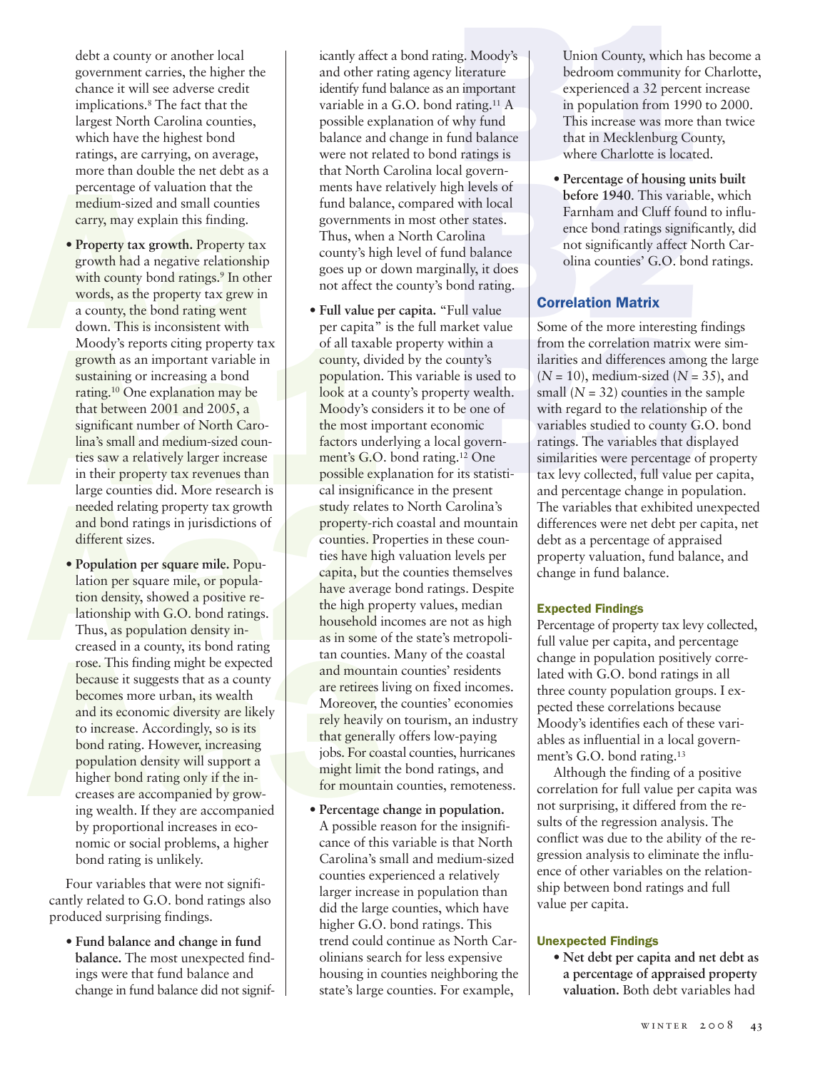debt a county or another local government carries, the higher the chance it will see adverse credit implications.[8] The fact that the largest North Carolina counties, which have the highest bond ratings, are carrying, on average, more than double the net debt as a percentage of valuation that the medium-sized and small counties carry, may explain this finding.

- **Property tax growth.** Property tax growth had a negative relationship with county bond ratings.[9] In other words, as the property tax grew in a county, the bond rating went down. This is inconsistent with Moody's reports citing property tax growth as an important variable in sustaining or increasing a bond rating.[10] One explanation may be that between 2001 and 2005, a significant number of North Carolina's small and medium-sized counties saw a relatively larger increase in their property tax revenues than large counties did. More research is needed relating property tax growth and bond ratings in jurisdictions of different sizes.
- **Population per square mile.** Population per square mile, or population density, showed a positive relationship with G.O. bond ratings. Thus, as population density increased in a county, its bond rating rose. This finding might be expected because it suggests that as a county becomes more urban, its wealth and its economic diversity are likely to increase. Accordingly, so is its bond rating. However, increasing population density will support a higher bond rating only if the increases are accompanied by growing wealth. If they are accompanied by proportional increases in economic or social problems, a higher bond rating is unlikely.

Four variables that were not significantly related to G.O. bond ratings also produced surprising findings.

- **Fund balance and change in fund balance.** The most unexpected findings were that fund balance and change in fund balance did not significantly affect a bond rating. Moody's and other rating agency literature identify fund balance as an important variable in a G.O. bond rating.[11] A possible explanation of why fund balance and change in fund balance were not related to bond ratings is that North Carolina local governments have relatively high levels of fund balance, compared with local governments in most other states. Thus, when a North Carolina county's high level of fund balance goes up or down marginally, it does not affect the county's bond rating.
- **Full value per capita.** "Full value per capita" is the full market value of all taxable property within a county, divided by the county's population. This variable is used to look at a county's property wealth. Moody's considers it to be one of the most important economic factors underlying a local government's G.O. bond rating.[12] One possible explanation for its statistical insignificance in the present study relates to North Carolina's property-rich coastal and mountain counties. Properties in these counties have high valuation levels per capita, but the counties themselves have average bond ratings. Despite the high property values, median household incomes are not as high as in some of the state's metropolitan counties. Many of the coastal and mountain counties' residents are retirees living on fixed incomes. Moreover, the counties' economies rely heavily on tourism, an industry that generally offers low-paying jobs. For coastal counties, hurricanes might limit the bond ratings, and for mountain counties, remoteness.
- **Percentage change in population.** A possible reason for the insignificance of this variable is that North Carolina's small and medium-sized counties experienced a relatively larger increase in population than did the large counties, which have higher G.O. bond ratings. This trend could continue as North Carolinians search for less expensive housing in counties neighboring the state's large counties. For example, Union County, which has become a bedroom community for Charlotte, experienced a 32 percent increase in population from 1990 to 2000. This increase was more than twice that in Mecklenburg County, where Charlotte is located.
- **Percentage of housing units built before 1940.** This variable, which Farnham and Cluff found to influence bond ratings significantly, did not significantly affect North Carolina counties' G.O. bond ratings.

## Correlation Matrix

Some of the more interesting findings from the correlation matrix were similarities and differences among the large ($N = 10$), medium-sized ($N = 35$), and small ($N = 32$) counties in the sample with regard to the relationship of the variables studied to county G.O. bond ratings. The variables that displayed similarities were percentage of property tax levy collected, full value per capita, and percentage change in population. The variables that exhibited unexpected differences were net debt per capita, net debt as a percentage of appraised property valuation, fund balance, and change in fund balance.

### Expected Findings

Percentage of property tax levy collected, full value per capita, and percentage change in population positively correlated with G.O. bond ratings in all three county population groups. I expected these correlations because Moody's identifies each of these variables as influential in a local government's G.O. bond rating.[13]

Although the finding of a positive correlation for full value per capita was not surprising, it differed from the results of the regression analysis. The conflict was due to the ability of the regression analysis to eliminate the influence of other variables on the relationship between bond ratings and full value per capita.

### Unexpected Findings

- **Net debt per capita and net debt as a percentage of appraised property valuation.** Both debt variables had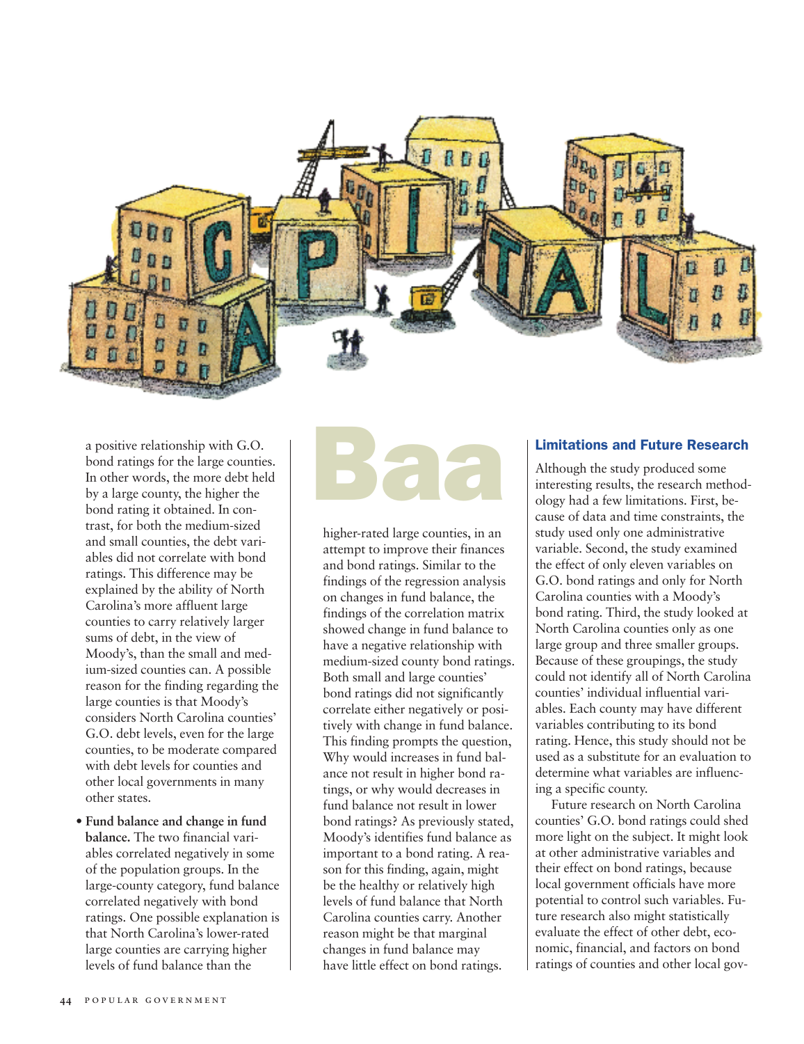a positive relationship with G.O. bond ratings for the large counties. In other words, the more debt held by a large county, the higher the bond rating it obtained. In contrast, for both the medium-sized and small counties, the debt variables did not correlate with bond ratings. This difference may be explained by the ability of North Carolina's more affluent large counties to carry relatively larger sums of debt, in the view of Moody's, than the small and medium-sized counties can. A possible reason for the finding regarding the large counties is that Moody's considers North Carolina counties' G.O. debt levels, even for the large counties, to be moderate compared with debt levels for counties and other local governments in many other states.

- **Fund balance and change in fund balance.** The two financial variables correlated negatively in some of the population groups. In the large-county category, fund balance correlated negatively with bond ratings. One possible explanation is that North Carolina's lower-rated large counties are carrying higher levels of fund balance than the higher-rated large counties, in an attempt to improve their finances and bond ratings. Similar to the findings of the regression analysis on changes in fund balance, the findings of the correlation matrix showed change in fund balance to have a negative relationship with medium-sized county bond ratings. Both small and large counties' bond ratings did not significantly correlate either negatively or positively with change in fund balance. This finding prompts the question, Why would increases in fund balance not result in higher bond ratings, or why would decreases in fund balance not result in lower bond ratings? As previously stated, Moody's identifies fund balance as important to a bond rating. A reason for this finding, again, might be the healthy or relatively high levels of fund balance that North Carolina counties carry. Another reason might be that marginal changes in fund balance may have little effect on bond ratings.

## Limitations and Future Research

Although the study produced some interesting results, the research methodology had a few limitations. First, because of data and time constraints, the study used only one administrative variable. Second, the study examined the effect of only eleven variables on G.O. bond ratings and only for North Carolina counties with a Moody's bond rating. Third, the study looked at North Carolina counties only as one large group and three smaller groups. Because of these groupings, the study could not identify all of North Carolina counties' individual influential variables. Each county may have different variables contributing to its bond rating. Hence, this study should not be used as a substitute for an evaluation to determine what variables are influencing a specific county.

Future research on North Carolina counties' G.O. bond ratings could shed more light on the subject. It might look at other administrative variables and their effect on bond ratings, because local government officials have more potential to control such variables. Future research also might statistically evaluate the effect of other debt, economic, financial, and factors on bond ratings of counties and other local gov-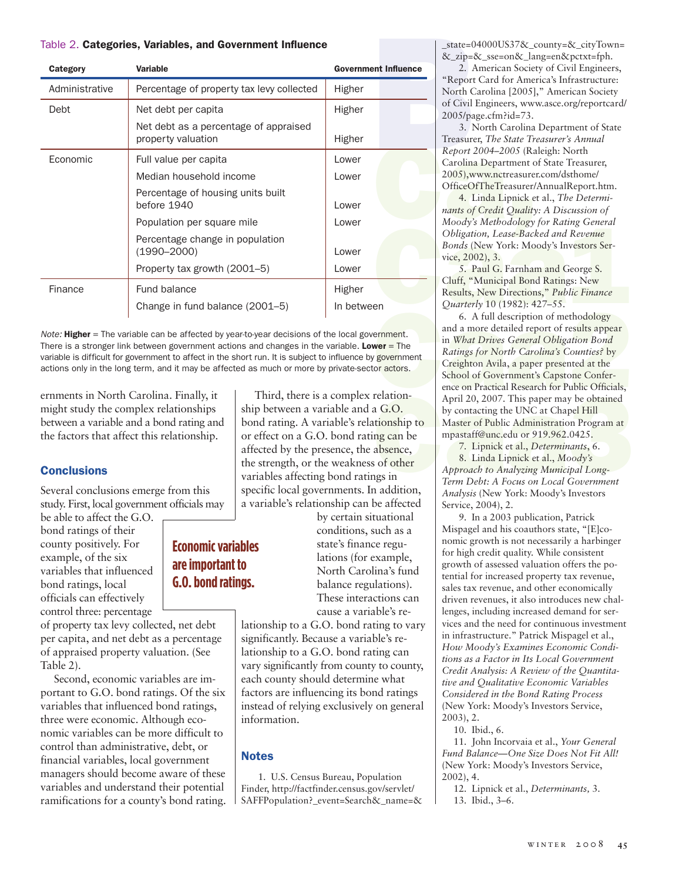Table 2. **Categories, Variables, and Government Influence**

| Category | Variable | Government Influence |
|---|---|---|
| Administrative | Percentage of property tax levy collected | Higher |
| Debt | Net debt per capita | Higher |
| | Net debt as a percentage of appraised property valuation | Higher |
| Economic | Full value per capita | Lower |
| | Median household income | Lower |
| | Percentage of housing units built before 1940 | Lower |
| | Population per square mile | Lower |
| | Percentage change in population (1990–2000) | Lower |
| | Property tax growth (2001–5) | Lower |
| Finance | Fund balance | Higher |
| | Change in fund balance (2001–5) | In between |

*Note:* **Higher** = The variable can be affected by year-to-year decisions of the local government. There is a stronger link between government actions and changes in the variable. **Lower** = The variable is difficult for government to affect in the short run. It is subject to influence by government actions only in the long term, and it may be affected as much or more by private-sector actors.

ernments in North Carolina. Finally, it might study the complex relationships between a variable and a bond rating and the factors that affect this relationship.

## Conclusions

Several conclusions emerge from this study. First, local government officials may be able to affect the G.O. bond ratings of their county positively. For example, of the six variables that influenced bond ratings, local officials can effectively control three: percentage of property tax levy collected, net debt per capita, and net debt as a percentage of appraised property valuation. (See Table 2).

Second, economic variables are important to G.O. bond ratings. Of the six variables that influenced bond ratings, three were economic. Although economic variables can be more difficult to control than administrative, debt, or financial variables, local government managers should become aware of these variables and understand their potential ramifications for a county's bond rating.

**Economic variables are important to G.O. bond ratings.**

Third, there is a complex relationship between a variable and a G.O. bond rating. A variable's relationship to or effect on a G.O. bond rating can be affected by the presence, the absence, the strength, or the weakness of other variables affecting bond ratings in specific local governments. In addition, a variable's relationship can be affected by certain situational conditions, such as a state's finance regulations (for example, North Carolina's fund balance regulations). These interactions can cause a variable's relationship to a G.O. bond rating to vary significantly. Because a variable's relationship to a G.O. bond rating can vary significantly from county to county, each county should determine what factors are influencing its bond ratings instead of relying exclusively on general information.

## Notes

1. U.S. Census Bureau, Population Finder, http://factfinder.census.gov/servlet/SAFFPopulation?_event=Search&_name=&_state=04000US37&_county=&_cityTown=&_zip=&_sse=on&_lang=en&pctxt=fph.

2. American Society of Civil Engineers, "Report Card for America's Infrastructure: North Carolina [2005]," American Society of Civil Engineers, www.asce.org/reportcard/2005/page.cfm?id=73.

3. North Carolina Department of State Treasurer, *The State Treasurer's Annual Report 2004–2005* (Raleigh: North Carolina Department of State Treasurer, 2005),www.nctreasurer.com/dsthome/OfficeOfTheTreasurer/AnnualReport.htm.

4. Linda Lipnick et al., *The Determinants of Credit Quality: A Discussion of Moody's Methodology for Rating General Obligation, Lease-Backed and Revenue Bonds* (New York: Moody's Investors Service, 2002), 3.

5. Paul G. Farnham and George S. Cluff, "Municipal Bond Ratings: New Results, New Directions," *Public Finance Quarterly* 10 (1982): 427–55.

6. A full description of methodology and a more detailed report of results appear in *What Drives General Obligation Bond Ratings for North Carolina's Counties?* by Creighton Avila, a paper presented at the School of Government's Capstone Conference on Practical Research for Public Officials, April 20, 2007. This paper may be obtained by contacting the UNC at Chapel Hill Master of Public Administration Program at mpastaff@unc.edu or 919.962.0425.

7. Lipnick et al., *Determinants*, 6.

8. Linda Lipnick et al., *Moody's Approach to Analyzing Municipal Long-Term Debt: A Focus on Local Government Analysis* (New York: Moody's Investors Service, 2004), 2.

9. In a 2003 publication, Patrick Mispagel and his coauthors state, "[E]conomic growth is not necessarily a harbinger for high credit quality. While consistent growth of assessed valuation offers the potential for increased property tax revenue, sales tax revenue, and other economically driven revenues, it also introduces new challenges, including increased demand for services and the need for continuous investment in infrastructure." Patrick Mispagel et al., *How Moody's Examines Economic Conditions as a Factor in Its Local Government Credit Analysis: A Review of the Quantitative and Qualitative Economic Variables Considered in the Bond Rating Process* (New York: Moody's Investors Service, 2003), 2.

10. Ibid., 6.

11. John Incorvaia et al., *Your General Fund Balance—One Size Does Not Fit All!* (New York: Moody's Investors Service, 2002), 4.

12. Lipnick et al., *Determinants,* 3.

13. Ibid., 3–6.